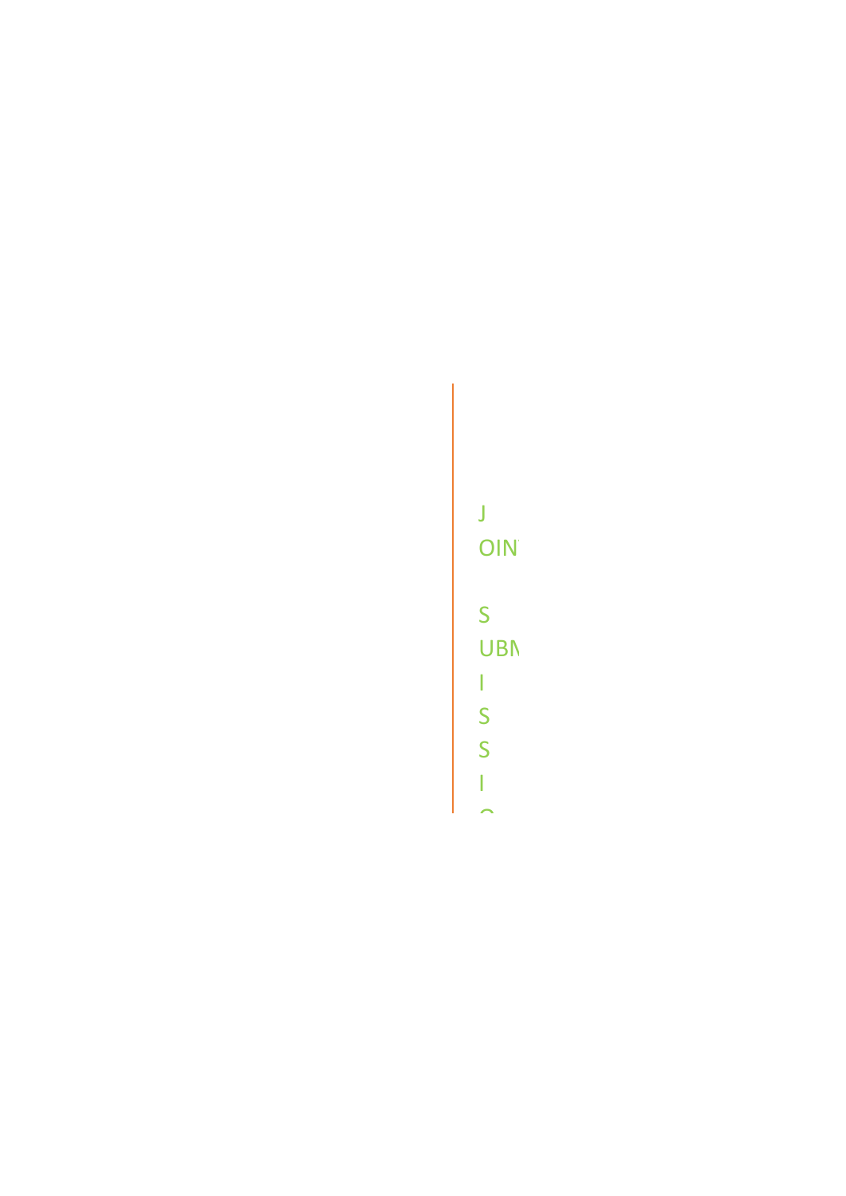J

OIN

S

UBM

I

S

S

I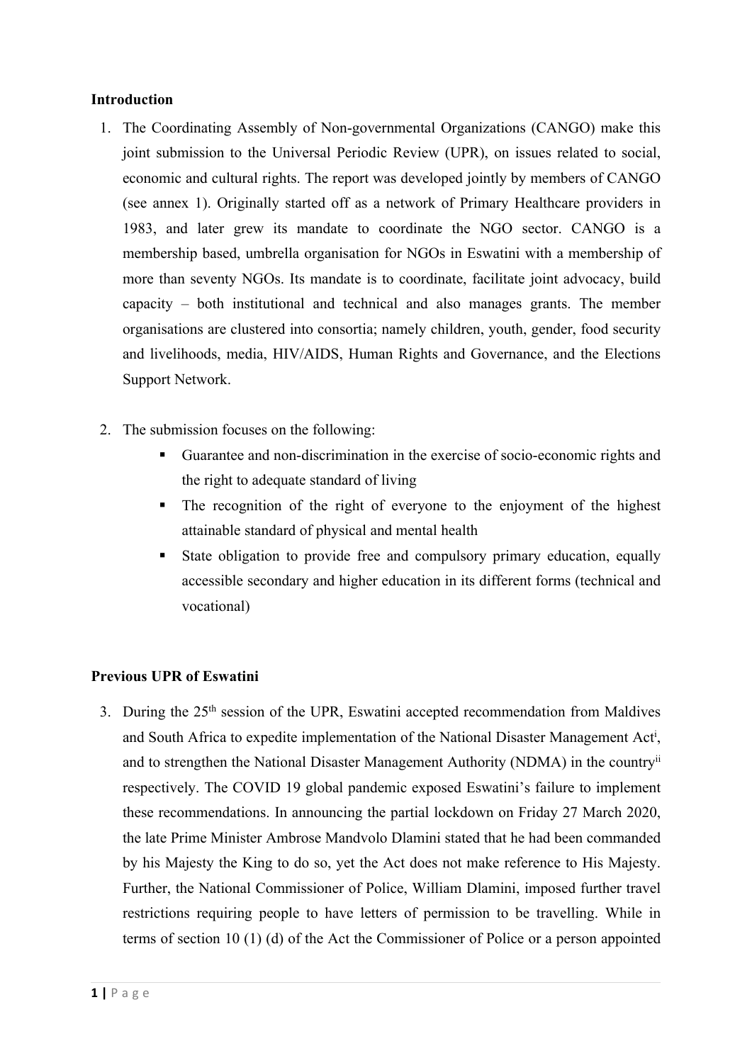**Introduction**

1. The Coordinating Assembly of Non-governmental Organizations (CANGO) make this joint submission to the Universal Periodic Review (UPR), on issues related to social, economic and cultural rights. The report was developed jointly by members of CANGO (see annex 1). Originally started off as a network of Primary Healthcare providers in 1983, and later grew its mandate to coordinate the NGO sector. CANGO is a membership based, umbrella organisation for NGOs in Eswatini with a membership of more than seventy NGOs. Its mandate is to coordinate, facilitate joint advocacy, build capacity – both institutional and technical and also manages grants. The member organisations are clustered into consortia; namely children, youth, gender, food security and livelihoods, media, HIV/AIDS, Human Rights and Governance, and the Elections Support Network.

2. The submission focuses on the following:
   - Guarantee and non-discrimination in the exercise of socio-economic rights and the right to adequate standard of living
   - The recognition of the right of everyone to the enjoyment of the highest attainable standard of physical and mental health
   - State obligation to provide free and compulsory primary education, equally accessible secondary and higher education in its different forms (technical and vocational)

**Previous UPR of Eswatini**

3. During the 25th session of the UPR, Eswatini accepted recommendation from Maldives and South Africa to expedite implementation of the National Disaster Management Act[i], and to strengthen the National Disaster Management Authority (NDMA) in the country[ii] respectively. The COVID 19 global pandemic exposed Eswatini's failure to implement these recommendations. In announcing the partial lockdown on Friday 27 March 2020, the late Prime Minister Ambrose Mandvolo Dlamini stated that he had been commanded by his Majesty the King to do so, yet the Act does not make reference to His Majesty. Further, the National Commissioner of Police, William Dlamini, imposed further travel restrictions requiring people to have letters of permission to be travelling. While in terms of section 10 (1) (d) of the Act the Commissioner of Police or a person appointed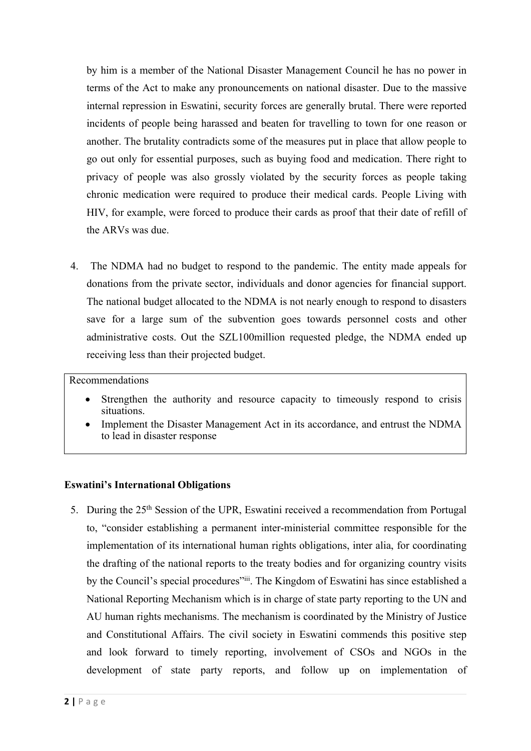by him is a member of the National Disaster Management Council he has no power in terms of the Act to make any pronouncements on national disaster. Due to the massive internal repression in Eswatini, security forces are generally brutal. There were reported incidents of people being harassed and beaten for travelling to town for one reason or another. The brutality contradicts some of the measures put in place that allow people to go out only for essential purposes, such as buying food and medication. There right to privacy of people was also grossly violated by the security forces as people taking chronic medication were required to produce their medical cards. People Living with HIV, for example, were forced to produce their cards as proof that their date of refill of the ARVs was due.

4. The NDMA had no budget to respond to the pandemic. The entity made appeals for donations from the private sector, individuals and donor agencies for financial support. The national budget allocated to the NDMA is not nearly enough to respond to disasters save for a large sum of the subvention goes towards personnel costs and other administrative costs. Out the SZL100million requested pledge, the NDMA ended up receiving less than their projected budget.

Recommendations

- Strengthen the authority and resource capacity to timeously respond to crisis situations.
- Implement the Disaster Management Act in its accordance, and entrust the NDMA to lead in disaster response

**Eswatini's International Obligations**

5. During the 25th Session of the UPR, Eswatini received a recommendation from Portugal to, "consider establishing a permanent inter-ministerial committee responsible for the implementation of its international human rights obligations, inter alia, for coordinating the drafting of the national reports to the treaty bodies and for organizing country visits by the Council's special procedures"[iii]. The Kingdom of Eswatini has since established a National Reporting Mechanism which is in charge of state party reporting to the UN and AU human rights mechanisms. The mechanism is coordinated by the Ministry of Justice and Constitutional Affairs. The civil society in Eswatini commends this positive step and look forward to timely reporting, involvement of CSOs and NGOs in the development of state party reports, and follow up on implementation of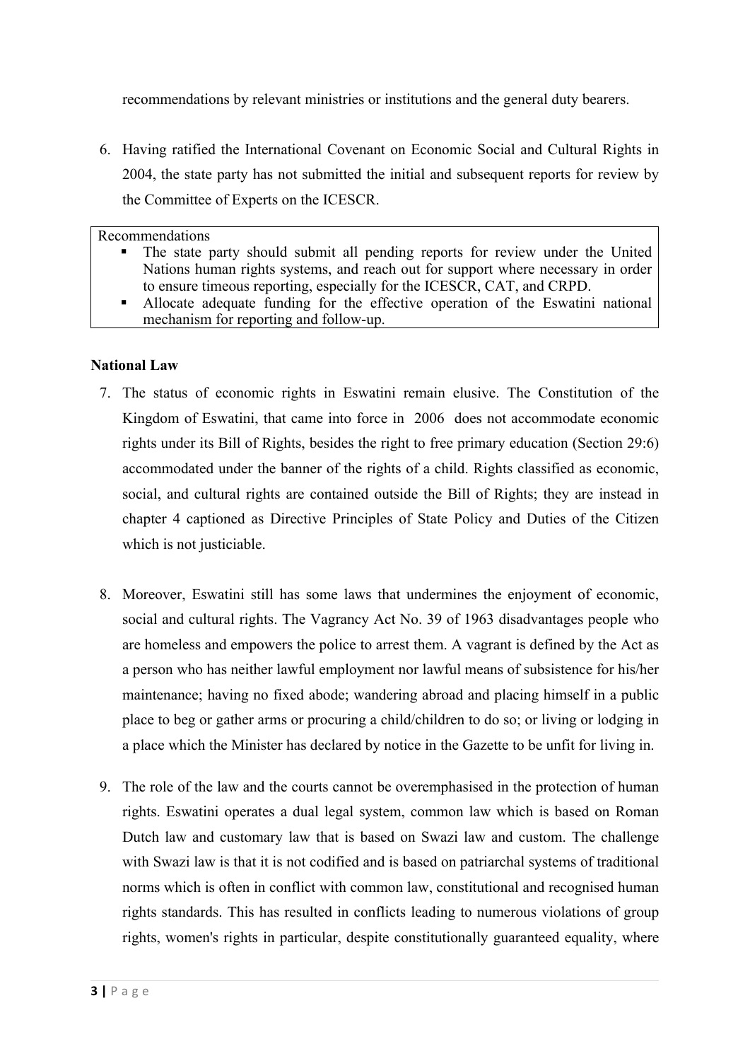recommendations by relevant ministries or institutions and the general duty bearers.

6. Having ratified the International Covenant on Economic Social and Cultural Rights in 2004, the state party has not submitted the initial and subsequent reports for review by the Committee of Experts on the ICESCR.

Recommendations
- The state party should submit all pending reports for review under the United Nations human rights systems, and reach out for support where necessary in order to ensure timeous reporting, especially for the ICESCR, CAT, and CRPD.
- Allocate adequate funding for the effective operation of the Eswatini national mechanism for reporting and follow-up.

**National Law**

7. The status of economic rights in Eswatini remain elusive. The Constitution of the Kingdom of Eswatini, that came into force in 2006 does not accommodate economic rights under its Bill of Rights, besides the right to free primary education (Section 29:6) accommodated under the banner of the rights of a child. Rights classified as economic, social, and cultural rights are contained outside the Bill of Rights; they are instead in chapter 4 captioned as Directive Principles of State Policy and Duties of the Citizen which is not justiciable.

8. Moreover, Eswatini still has some laws that undermines the enjoyment of economic, social and cultural rights. The Vagrancy Act No. 39 of 1963 disadvantages people who are homeless and empowers the police to arrest them. A vagrant is defined by the Act as a person who has neither lawful employment nor lawful means of subsistence for his/her maintenance; having no fixed abode; wandering abroad and placing himself in a public place to beg or gather arms or procuring a child/children to do so; or living or lodging in a place which the Minister has declared by notice in the Gazette to be unfit for living in.

9. The role of the law and the courts cannot be overemphasised in the protection of human rights. Eswatini operates a dual legal system, common law which is based on Roman Dutch law and customary law that is based on Swazi law and custom. The challenge with Swazi law is that it is not codified and is based on patriarchal systems of traditional norms which is often in conflict with common law, constitutional and recognised human rights standards. This has resulted in conflicts leading to numerous violations of group rights, women's rights in particular, despite constitutionally guaranteed equality, where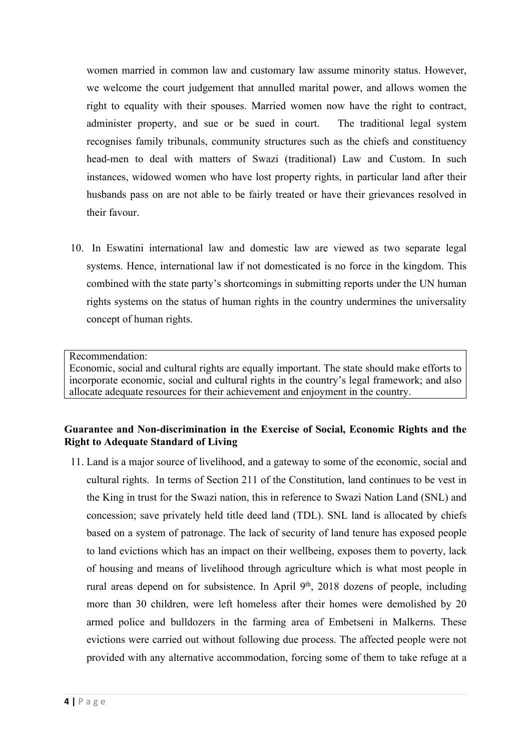women married in common law and customary law assume minority status. However, we welcome the court judgement that annulled marital power, and allows women the right to equality with their spouses. Married women now have the right to contract, administer property, and sue or be sued in court. The traditional legal system recognises family tribunals, community structures such as the chiefs and constituency head-men to deal with matters of Swazi (traditional) Law and Custom. In such instances, widowed women who have lost property rights, in particular land after their husbands pass on are not able to be fairly treated or have their grievances resolved in their favour.

10. In Eswatini international law and domestic law are viewed as two separate legal systems. Hence, international law if not domesticated is no force in the kingdom. This combined with the state party's shortcomings in submitting reports under the UN human rights systems on the status of human rights in the country undermines the universality concept of human rights.

> Recommendation:
> Economic, social and cultural rights are equally important. The state should make efforts to incorporate economic, social and cultural rights in the country's legal framework; and also allocate adequate resources for their achievement and enjoyment in the country.

**Guarantee and Non-discrimination in the Exercise of Social, Economic Rights and the Right to Adequate Standard of Living**

11. Land is a major source of livelihood, and a gateway to some of the economic, social and cultural rights. In terms of Section 211 of the Constitution, land continues to be vest in the King in trust for the Swazi nation, this in reference to Swazi Nation Land (SNL) and concession; save privately held title deed land (TDL). SNL land is allocated by chiefs based on a system of patronage. The lack of security of land tenure has exposed people to land evictions which has an impact on their wellbeing, exposes them to poverty, lack of housing and means of livelihood through agriculture which is what most people in rural areas depend on for subsistence. In April 9th, 2018 dozens of people, including more than 30 children, were left homeless after their homes were demolished by 20 armed police and bulldozers in the farming area of Embetseni in Malkerns. These evictions were carried out without following due process. The affected people were not provided with any alternative accommodation, forcing some of them to take refuge at a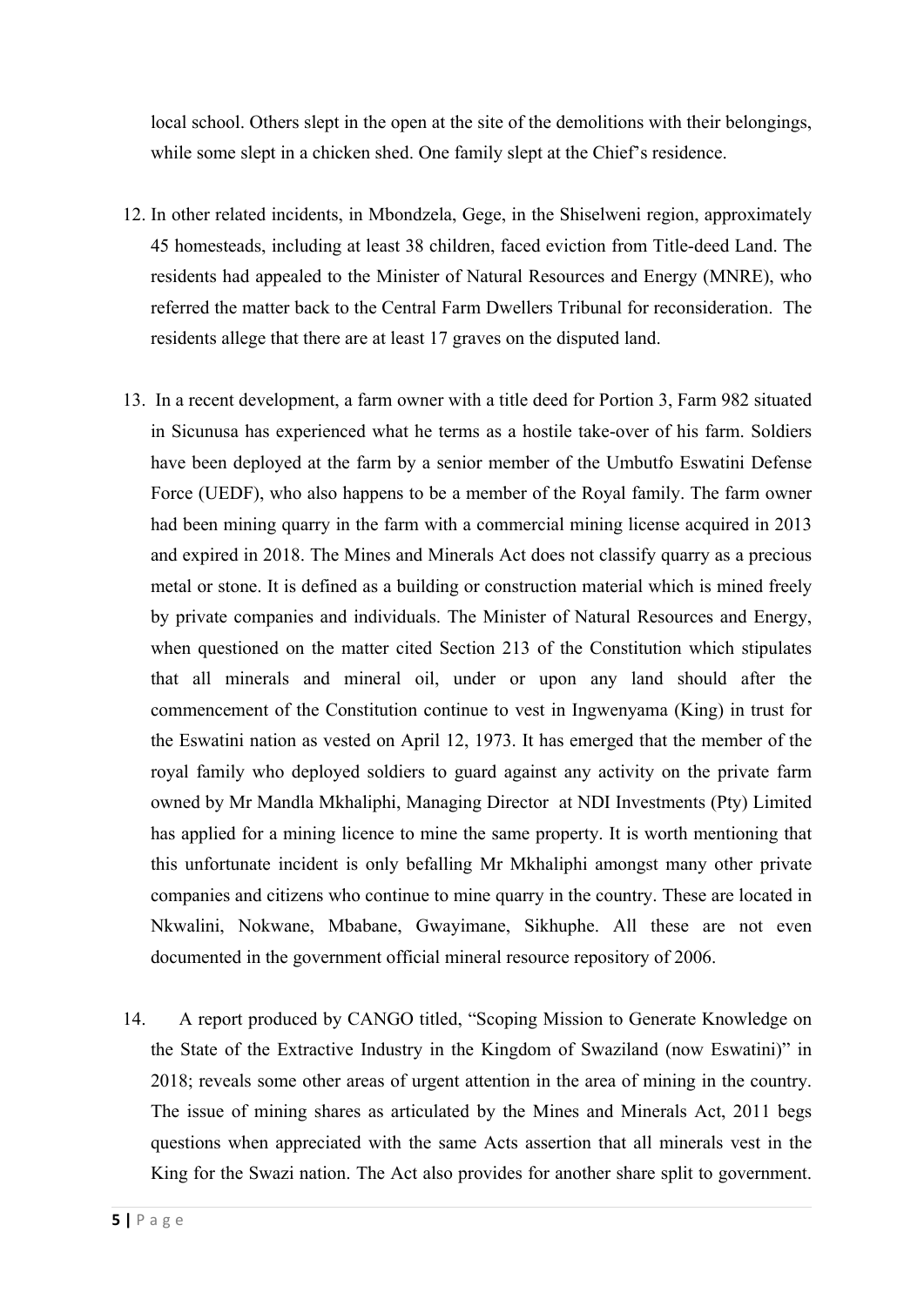local school. Others slept in the open at the site of the demolitions with their belongings, while some slept in a chicken shed. One family slept at the Chief's residence.

12. In other related incidents, in Mbondzela, Gege, in the Shiselweni region, approximately 45 homesteads, including at least 38 children, faced eviction from Title-deed Land. The residents had appealed to the Minister of Natural Resources and Energy (MNRE), who referred the matter back to the Central Farm Dwellers Tribunal for reconsideration. The residents allege that there are at least 17 graves on the disputed land.

13. In a recent development, a farm owner with a title deed for Portion 3, Farm 982 situated in Sicunusa has experienced what he terms as a hostile take-over of his farm. Soldiers have been deployed at the farm by a senior member of the Umbutfo Eswatini Defense Force (UEDF), who also happens to be a member of the Royal family. The farm owner had been mining quarry in the farm with a commercial mining license acquired in 2013 and expired in 2018. The Mines and Minerals Act does not classify quarry as a precious metal or stone. It is defined as a building or construction material which is mined freely by private companies and individuals. The Minister of Natural Resources and Energy, when questioned on the matter cited Section 213 of the Constitution which stipulates that all minerals and mineral oil, under or upon any land should after the commencement of the Constitution continue to vest in Ingwenyama (King) in trust for the Eswatini nation as vested on April 12, 1973. It has emerged that the member of the royal family who deployed soldiers to guard against any activity on the private farm owned by Mr Mandla Mkhaliphi, Managing Director at NDI Investments (Pty) Limited has applied for a mining licence to mine the same property. It is worth mentioning that this unfortunate incident is only befalling Mr Mkhaliphi amongst many other private companies and citizens who continue to mine quarry in the country. These are located in Nkwalini, Nokwane, Mbabane, Gwayimane, Sikhuphe. All these are not even documented in the government official mineral resource repository of 2006.

14. A report produced by CANGO titled, "Scoping Mission to Generate Knowledge on the State of the Extractive Industry in the Kingdom of Swaziland (now Eswatini)" in 2018; reveals some other areas of urgent attention in the area of mining in the country. The issue of mining shares as articulated by the Mines and Minerals Act, 2011 begs questions when appreciated with the same Acts assertion that all minerals vest in the King for the Swazi nation. The Act also provides for another share split to government.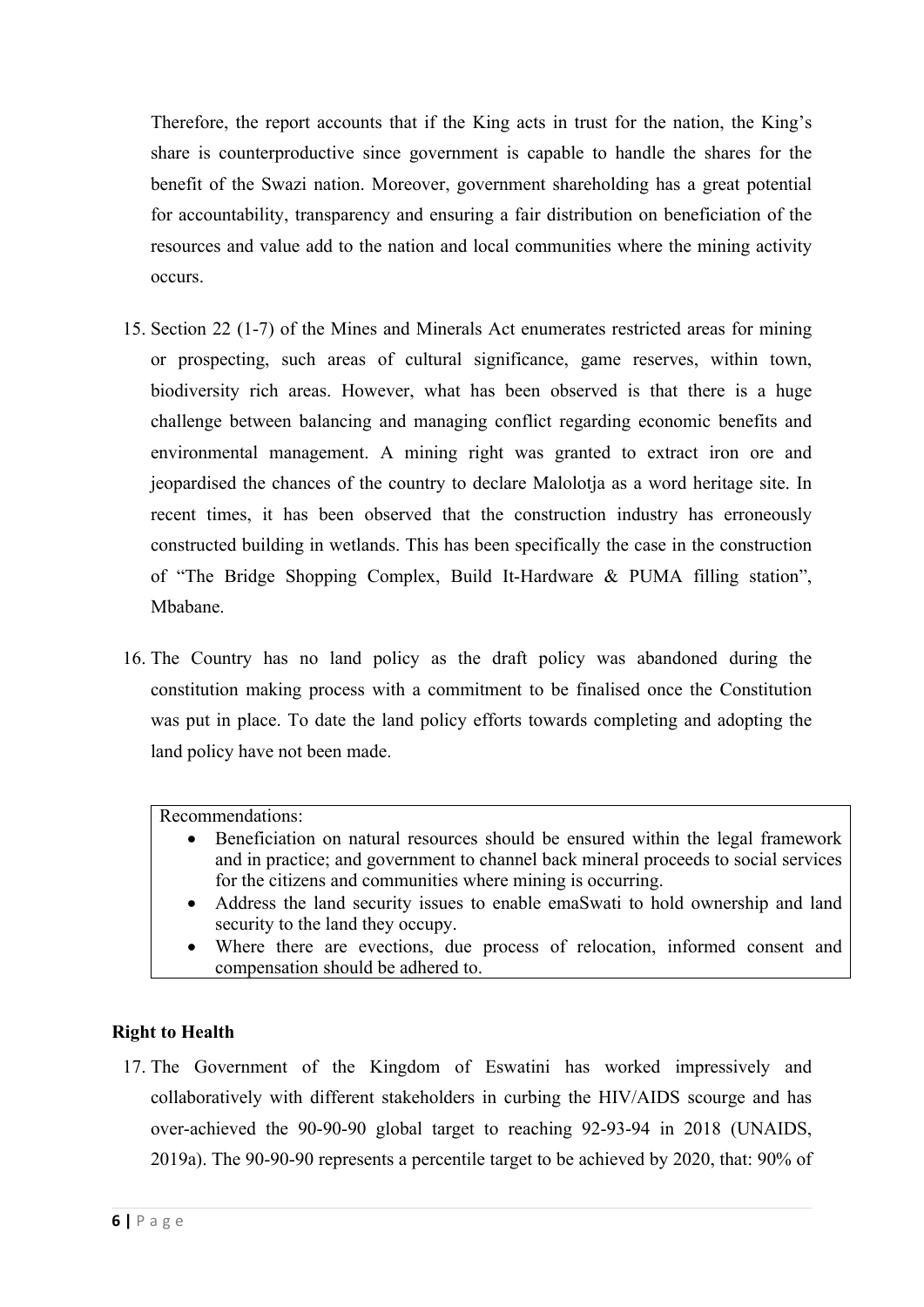Therefore, the report accounts that if the King acts in trust for the nation, the King's share is counterproductive since government is capable to handle the shares for the benefit of the Swazi nation. Moreover, government shareholding has a great potential for accountability, transparency and ensuring a fair distribution on beneficiation of the resources and value add to the nation and local communities where the mining activity occurs.

15. Section 22 (1-7) of the Mines and Minerals Act enumerates restricted areas for mining or prospecting, such areas of cultural significance, game reserves, within town, biodiversity rich areas. However, what has been observed is that there is a huge challenge between balancing and managing conflict regarding economic benefits and environmental management. A mining right was granted to extract iron ore and jeopardised the chances of the country to declare Malolotja as a word heritage site. In recent times, it has been observed that the construction industry has erroneously constructed building in wetlands. This has been specifically the case in the construction of "The Bridge Shopping Complex, Build It-Hardware & PUMA filling station", Mbabane.

16. The Country has no land policy as the draft policy was abandoned during the constitution making process with a commitment to be finalised once the Constitution was put in place. To date the land policy efforts towards completing and adopting the land policy have not been made.

Recommendations:

- Beneficiation on natural resources should be ensured within the legal framework and in practice; and government to channel back mineral proceeds to social services for the citizens and communities where mining is occurring.
- Address the land security issues to enable emaSwati to hold ownership and land security to the land they occupy.
- Where there are evections, due process of relocation, informed consent and compensation should be adhered to.

**Right to Health**

17. The Government of the Kingdom of Eswatini has worked impressively and collaboratively with different stakeholders in curbing the HIV/AIDS scourge and has over-achieved the 90-90-90 global target to reaching 92-93-94 in 2018 (UNAIDS, 2019a). The 90-90-90 represents a percentile target to be achieved by 2020, that: 90% of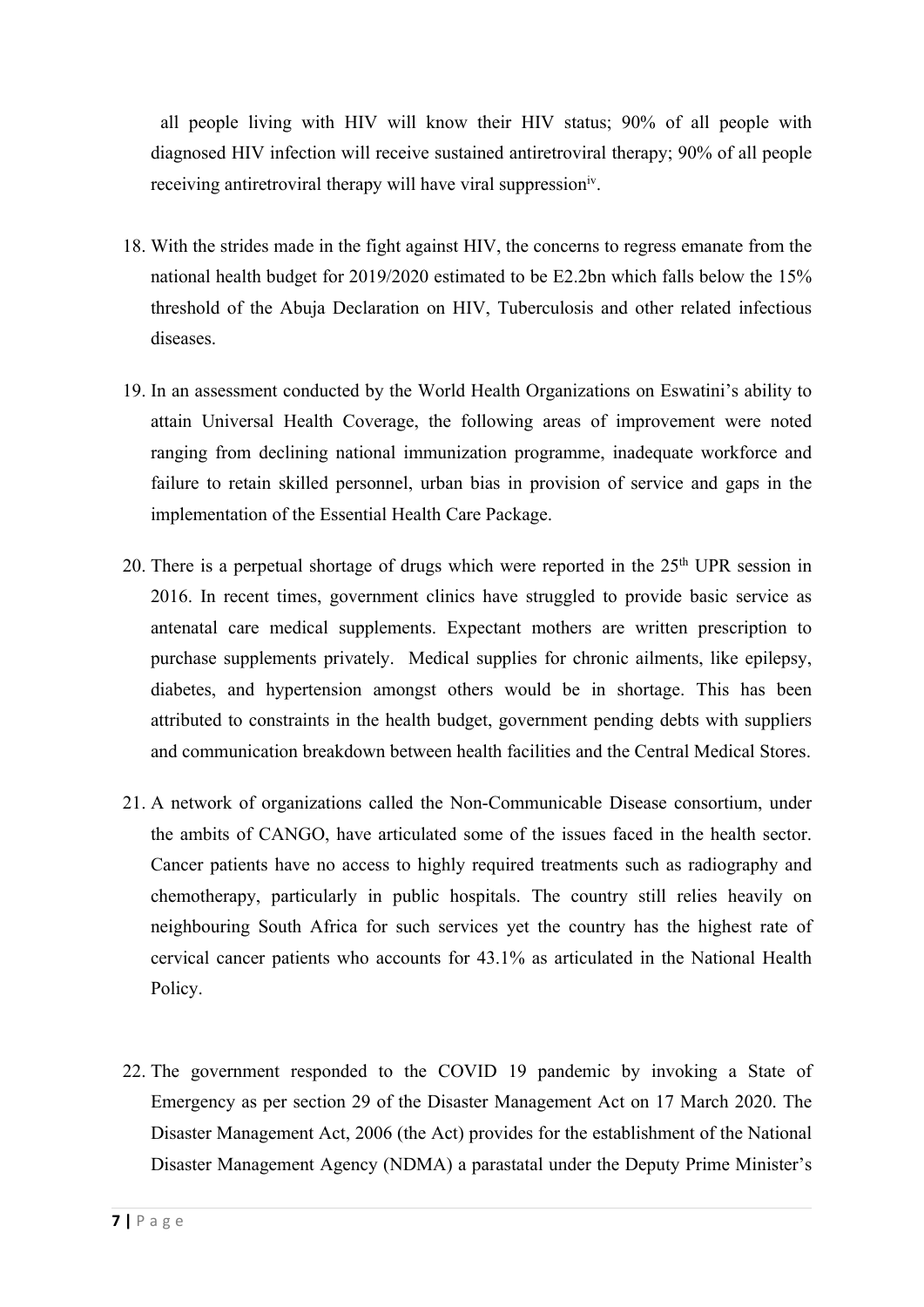all people living with HIV will know their HIV status; 90% of all people with diagnosed HIV infection will receive sustained antiretroviral therapy; 90% of all people receiving antiretroviral therapy will have viral suppression[iv].

18. With the strides made in the fight against HIV, the concerns to regress emanate from the national health budget for 2019/2020 estimated to be E2.2bn which falls below the 15% threshold of the Abuja Declaration on HIV, Tuberculosis and other related infectious diseases.

19. In an assessment conducted by the World Health Organizations on Eswatini's ability to attain Universal Health Coverage, the following areas of improvement were noted ranging from declining national immunization programme, inadequate workforce and failure to retain skilled personnel, urban bias in provision of service and gaps in the implementation of the Essential Health Care Package.

20. There is a perpetual shortage of drugs which were reported in the 25th UPR session in 2016. In recent times, government clinics have struggled to provide basic service as antenatal care medical supplements. Expectant mothers are written prescription to purchase supplements privately. Medical supplies for chronic ailments, like epilepsy, diabetes, and hypertension amongst others would be in shortage. This has been attributed to constraints in the health budget, government pending debts with suppliers and communication breakdown between health facilities and the Central Medical Stores.

21. A network of organizations called the Non-Communicable Disease consortium, under the ambits of CANGO, have articulated some of the issues faced in the health sector. Cancer patients have no access to highly required treatments such as radiography and chemotherapy, particularly in public hospitals. The country still relies heavily on neighbouring South Africa for such services yet the country has the highest rate of cervical cancer patients who accounts for 43.1% as articulated in the National Health Policy.

22. The government responded to the COVID 19 pandemic by invoking a State of Emergency as per section 29 of the Disaster Management Act on 17 March 2020. The Disaster Management Act, 2006 (the Act) provides for the establishment of the National Disaster Management Agency (NDMA) a parastatal under the Deputy Prime Minister's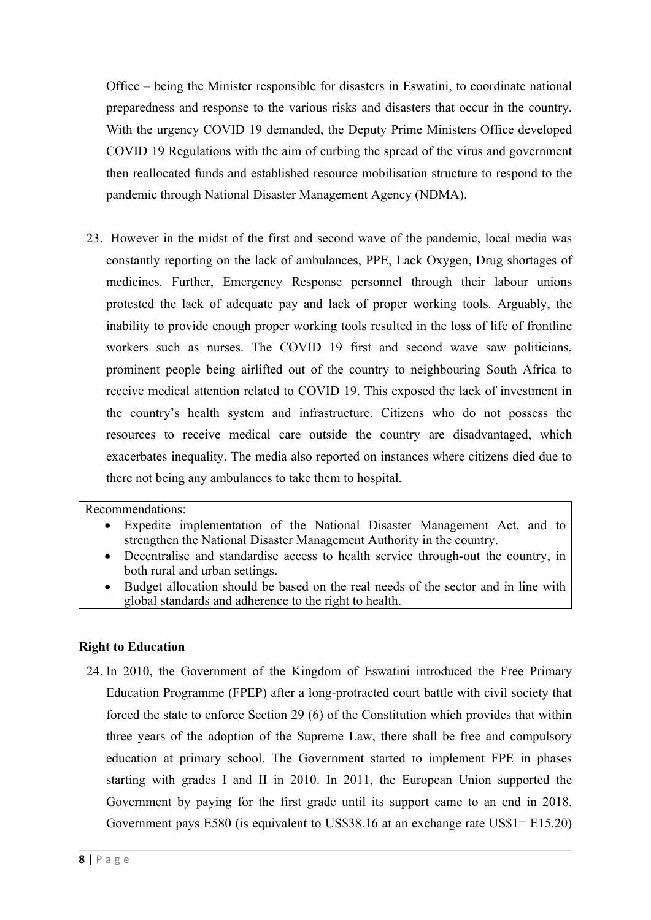Office – being the Minister responsible for disasters in Eswatini, to coordinate national preparedness and response to the various risks and disasters that occur in the country. With the urgency COVID 19 demanded, the Deputy Prime Ministers Office developed COVID 19 Regulations with the aim of curbing the spread of the virus and government then reallocated funds and established resource mobilisation structure to respond to the pandemic through National Disaster Management Agency (NDMA).

23. However in the midst of the first and second wave of the pandemic, local media was constantly reporting on the lack of ambulances, PPE, Lack Oxygen, Drug shortages of medicines. Further, Emergency Response personnel through their labour unions protested the lack of adequate pay and lack of proper working tools. Arguably, the inability to provide enough proper working tools resulted in the loss of life of frontline workers such as nurses. The COVID 19 first and second wave saw politicians, prominent people being airlifted out of the country to neighbouring South Africa to receive medical attention related to COVID 19. This exposed the lack of investment in the country's health system and infrastructure. Citizens who do not possess the resources to receive medical care outside the country are disadvantaged, which exacerbates inequality. The media also reported on instances where citizens died due to there not being any ambulances to take them to hospital.

Recommendations:

- Expedite implementation of the National Disaster Management Act, and to strengthen the National Disaster Management Authority in the country.
- Decentralise and standardise access to health service through-out the country, in both rural and urban settings.
- Budget allocation should be based on the real needs of the sector and in line with global standards and adherence to the right to health.

**Right to Education**

24. In 2010, the Government of the Kingdom of Eswatini introduced the Free Primary Education Programme (FPEP) after a long-protracted court battle with civil society that forced the state to enforce Section 29 (6) of the Constitution which provides that within three years of the adoption of the Supreme Law, there shall be free and compulsory education at primary school. The Government started to implement FPE in phases starting with grades I and II in 2010. In 2011, the European Union supported the Government by paying for the first grade until its support came to an end in 2018. Government pays E580 (is equivalent to US$38.16 at an exchange rate US$1= E15.20)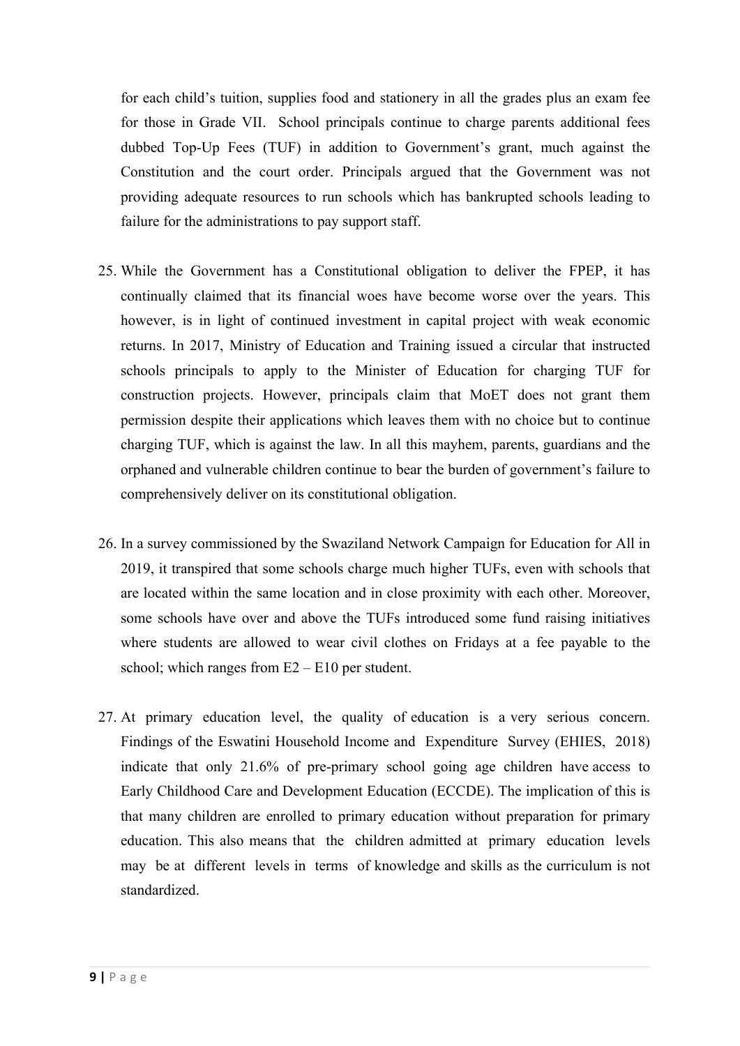for each child's tuition, supplies food and stationery in all the grades plus an exam fee for those in Grade VII. School principals continue to charge parents additional fees dubbed Top-Up Fees (TUF) in addition to Government's grant, much against the Constitution and the court order. Principals argued that the Government was not providing adequate resources to run schools which has bankrupted schools leading to failure for the administrations to pay support staff.

25. While the Government has a Constitutional obligation to deliver the FPEP, it has continually claimed that its financial woes have become worse over the years. This however, is in light of continued investment in capital project with weak economic returns. In 2017, Ministry of Education and Training issued a circular that instructed schools principals to apply to the Minister of Education for charging TUF for construction projects. However, principals claim that MoET does not grant them permission despite their applications which leaves them with no choice but to continue charging TUF, which is against the law. In all this mayhem, parents, guardians and the orphaned and vulnerable children continue to bear the burden of government's failure to comprehensively deliver on its constitutional obligation.

26. In a survey commissioned by the Swaziland Network Campaign for Education for All in 2019, it transpired that some schools charge much higher TUFs, even with schools that are located within the same location and in close proximity with each other. Moreover, some schools have over and above the TUFs introduced some fund raising initiatives where students are allowed to wear civil clothes on Fridays at a fee payable to the school; which ranges from E2 – E10 per student.

27. At primary education level, the quality of education is a very serious concern. Findings of the Eswatini Household Income and Expenditure Survey (EHIES, 2018) indicate that only 21.6% of pre-primary school going age children have access to Early Childhood Care and Development Education (ECCDE). The implication of this is that many children are enrolled to primary education without preparation for primary education. This also means that the children admitted at primary education levels may be at different levels in terms of knowledge and skills as the curriculum is not standardized.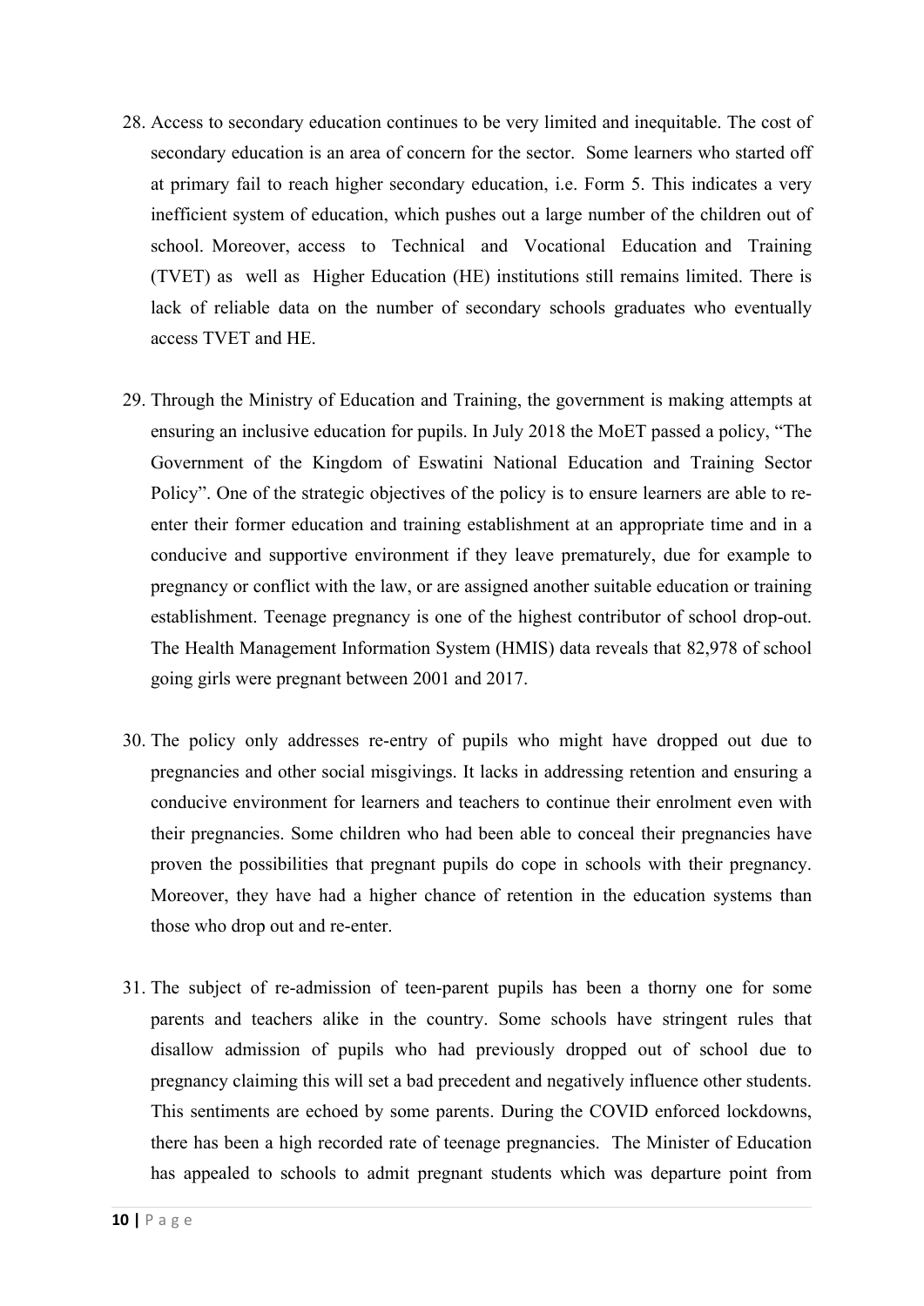28. Access to secondary education continues to be very limited and inequitable. The cost of secondary education is an area of concern for the sector. Some learners who started off at primary fail to reach higher secondary education, i.e. Form 5. This indicates a very inefficient system of education, which pushes out a large number of the children out of school. Moreover, access to Technical and Vocational Education and Training (TVET) as well as Higher Education (HE) institutions still remains limited. There is lack of reliable data on the number of secondary schools graduates who eventually access TVET and HE.

29. Through the Ministry of Education and Training, the government is making attempts at ensuring an inclusive education for pupils. In July 2018 the MoET passed a policy, "The Government of the Kingdom of Eswatini National Education and Training Sector Policy". One of the strategic objectives of the policy is to ensure learners are able to re-enter their former education and training establishment at an appropriate time and in a conducive and supportive environment if they leave prematurely, due for example to pregnancy or conflict with the law, or are assigned another suitable education or training establishment. Teenage pregnancy is one of the highest contributor of school drop-out. The Health Management Information System (HMIS) data reveals that 82,978 of school going girls were pregnant between 2001 and 2017.

30. The policy only addresses re-entry of pupils who might have dropped out due to pregnancies and other social misgivings. It lacks in addressing retention and ensuring a conducive environment for learners and teachers to continue their enrolment even with their pregnancies. Some children who had been able to conceal their pregnancies have proven the possibilities that pregnant pupils do cope in schools with their pregnancy. Moreover, they have had a higher chance of retention in the education systems than those who drop out and re-enter.

31. The subject of re-admission of teen-parent pupils has been a thorny one for some parents and teachers alike in the country. Some schools have stringent rules that disallow admission of pupils who had previously dropped out of school due to pregnancy claiming this will set a bad precedent and negatively influence other students. This sentiments are echoed by some parents. During the COVID enforced lockdowns, there has been a high recorded rate of teenage pregnancies. The Minister of Education has appealed to schools to admit pregnant students which was departure point from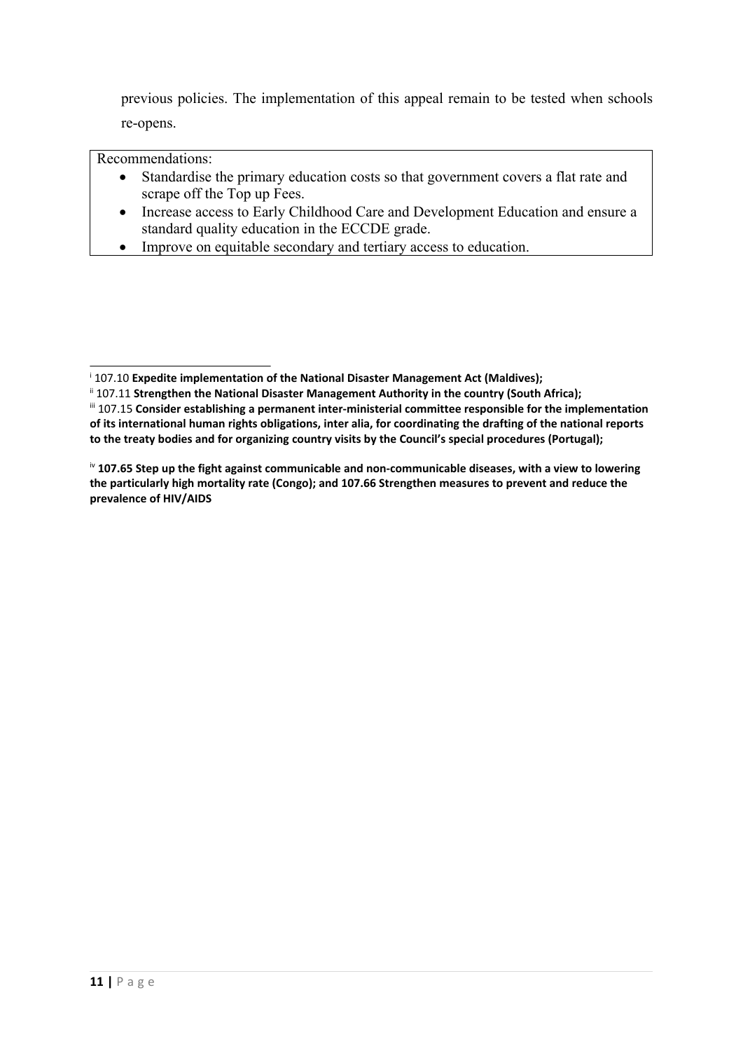previous policies. The implementation of this appeal remain to be tested when schools re-opens.

Recommendations:

- Standardise the primary education costs so that government covers a flat rate and scrape off the Top up Fees.
- Increase access to Early Childhood Care and Development Education and ensure a standard quality education in the ECCDE grade.
- Improve on equitable secondary and tertiary access to education.

---

[i] 107.10 **Expedite implementation of the National Disaster Management Act (Maldives);**

[ii] 107.11 **Strengthen the National Disaster Management Authority in the country (South Africa);**

[iii] 107.15 **Consider establishing a permanent inter-ministerial committee responsible for the implementation of its international human rights obligations, inter alia, for coordinating the drafting of the national reports to the treaty bodies and for organizing country visits by the Council's special procedures (Portugal);**

[iv] **107.65 Step up the fight against communicable and non-communicable diseases, with a view to lowering the particularly high mortality rate (Congo); and 107.66 Strengthen measures to prevent and reduce the prevalence of HIV/AIDS**